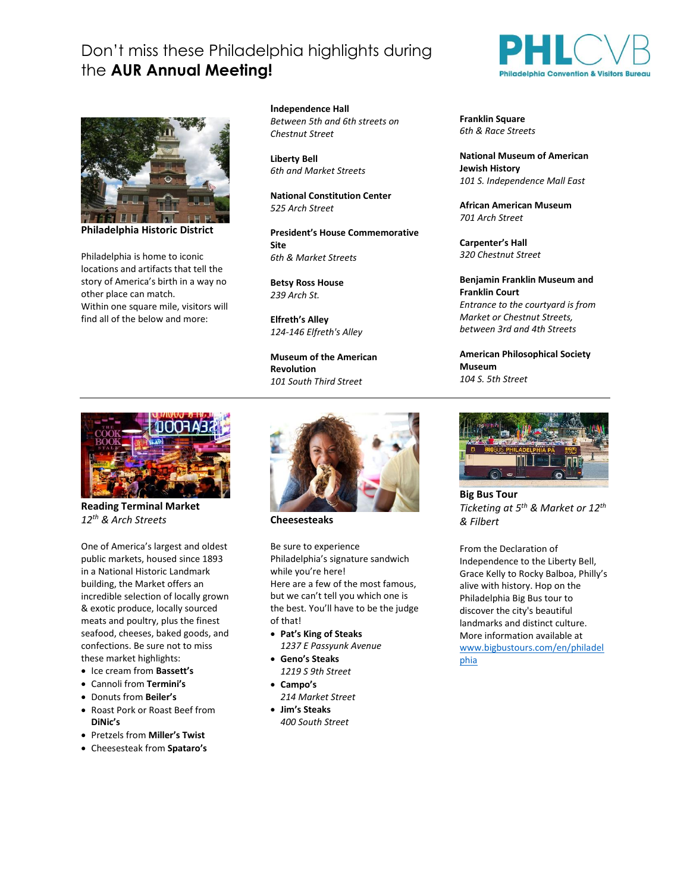# Don't miss these Philadelphia highlights during the **AUR Annual Meeting!**

PHLCVB
Philadelphia Convention & Visitors Bureau

## Philadelphia Historic District

Philadelphia is home to iconic locations and artifacts that tell the story of America's birth in a way no other place can match.
Within one square mile, visitors will find all of the below and more:

**Independence Hall**
*Between 5th and 6th streets on Chestnut Street*

**Liberty Bell**
*6th and Market Streets*

**National Constitution Center**
*525 Arch Street*

**President's House Commemorative Site**
*6th & Market Streets*

**Betsy Ross House**
*239 Arch St.*

**Elfreth's Alley**
*124-146 Elfreth's Alley*

**Museum of the American Revolution**
*101 South Third Street*

**Franklin Square**
*6th & Race Streets*

**National Museum of American Jewish History**
*101 S. Independence Mall East*

**African American Museum**
*701 Arch Street*

**Carpenter's Hall**
*320 Chestnut Street*

**Benjamin Franklin Museum and Franklin Court**
*Entrance to the courtyard is from Market or Chestnut Streets, between 3rd and 4th Streets*

**American Philosophical Society Museum**
*104 S. 5th Street*

---

## Reading Terminal Market

*12th & Arch Streets*

One of America's largest and oldest public markets, housed since 1893 in a National Historic Landmark building, the Market offers an incredible selection of locally grown & exotic produce, locally sourced meats and poultry, plus the finest seafood, cheeses, baked goods, and confections. Be sure not to miss these market highlights:

- Ice cream from **Bassett's**
- Cannoli from **Termini's**
- Donuts from **Beiler's**
- Roast Pork or Roast Beef from **DiNic's**
- Pretzels from **Miller's Twist**
- Cheesesteak from **Spataro's**

## Cheesesteaks

Be sure to experience Philadelphia's signature sandwich while you're here!
Here are a few of the most famous, but we can't tell you which one is the best. You'll have to be the judge of that!

- **Pat's King of Steaks**
  *1237 E Passyunk Avenue*
- **Geno's Steaks**
  *1219 S 9th Street*
- **Campo's**
  *214 Market Street*
- **Jim's Steaks**
  *400 South Street*

## Big Bus Tour

*Ticketing at 5th & Market or 12th & Filbert*

From the Declaration of Independence to the Liberty Bell, Grace Kelly to Rocky Balboa, Philly's alive with history. Hop on the Philadelphia Big Bus tour to discover the city's beautiful landmarks and distinct culture. More information available at [www.bigbustours.com/en/philadelphia](www.bigbustours.com/en/philadelphia)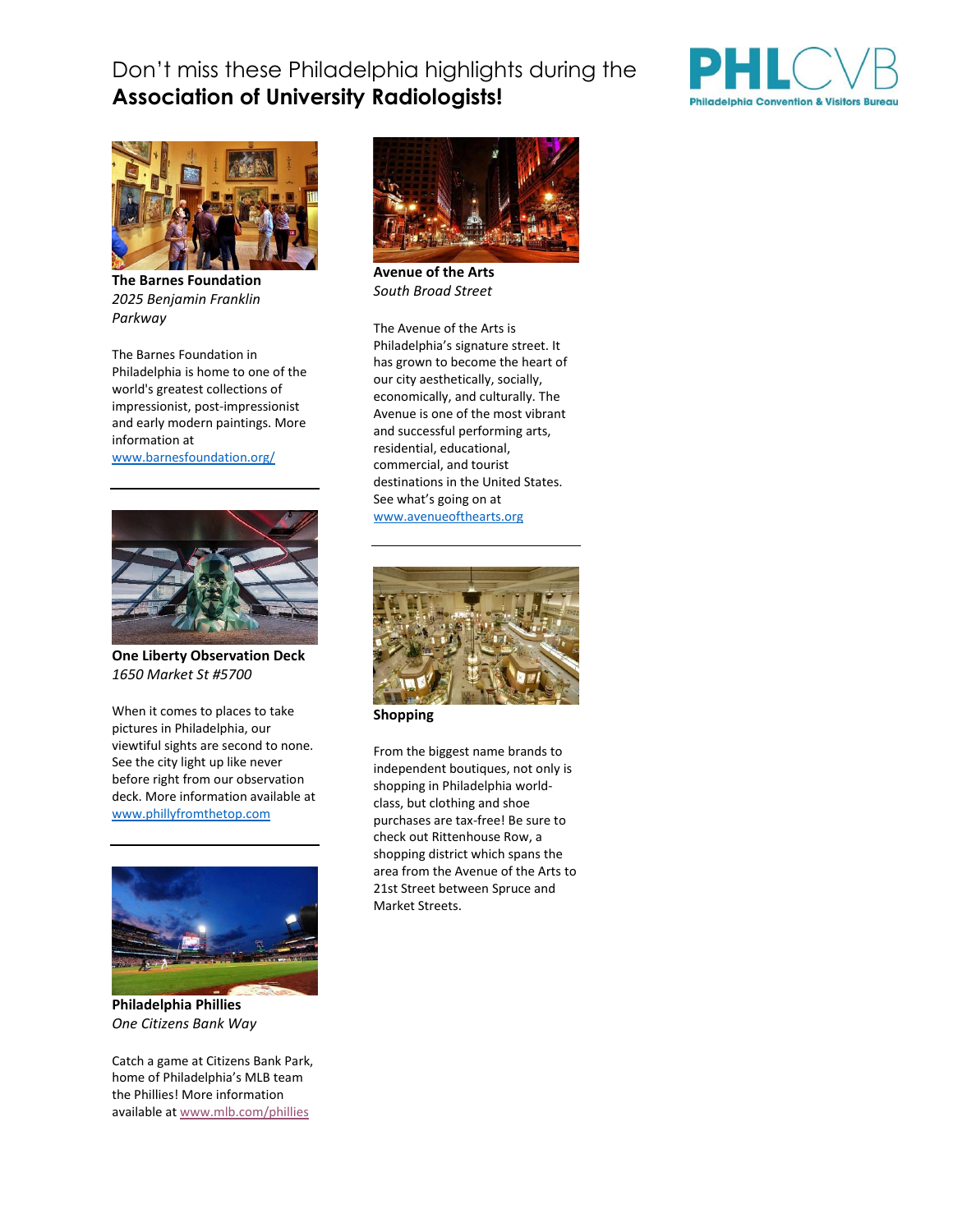# Don't miss these Philadelphia highlights during the **Association of University Radiologists!**

PHLCVB
Philadelphia Convention & Visitors Bureau

**The Barnes Foundation**
*2025 Benjamin Franklin Parkway*

The Barnes Foundation in Philadelphia is home to one of the world's greatest collections of impressionist, post-impressionist and early modern paintings. More information at www.barnesfoundation.org/

---

**One Liberty Observation Deck**
*1650 Market St #5700*

When it comes to places to take pictures in Philadelphia, our viewtiful sights are second to none. See the city light up like never before right from our observation deck. More information available at www.phillyfromthetop.com

---

**Philadelphia Phillies**
*One Citizens Bank Way*

Catch a game at Citizens Bank Park, home of Philadelphia's MLB team the Phillies! More information available at www.mlb.com/phillies

**Avenue of the Arts**
*South Broad Street*

The Avenue of the Arts is Philadelphia's signature street. It has grown to become the heart of our city aesthetically, socially, economically, and culturally. The Avenue is one of the most vibrant and successful performing arts, residential, educational, commercial, and tourist destinations in the United States. See what's going on at www.avenueofthearts.org

---

**Shopping**

From the biggest name brands to independent boutiques, not only is shopping in Philadelphia world-class, but clothing and shoe purchases are tax-free! Be sure to check out Rittenhouse Row, a shopping district which spans the area from the Avenue of the Arts to 21st Street between Spruce and Market Streets.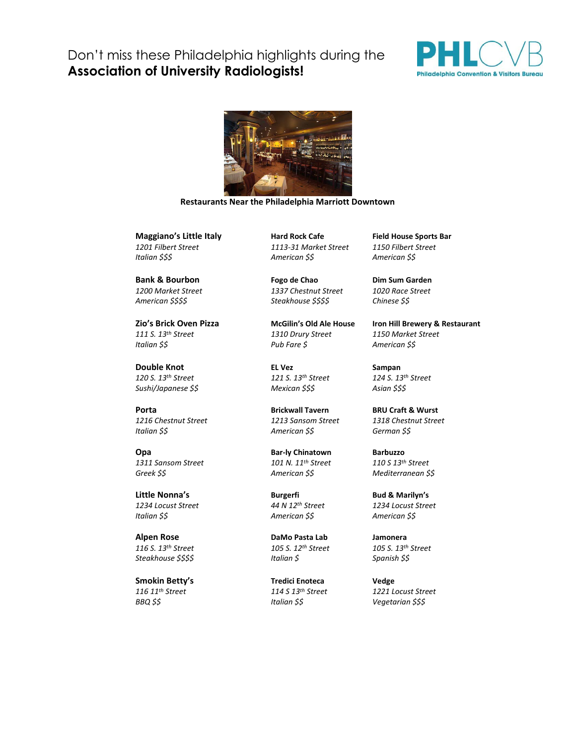Don’t miss these Philadelphia highlights during the
**Association of University Radiologists!**

PHLCVB
Philadelphia Convention & Visitors Bureau

**Restaurants Near the Philadelphia Marriott Downtown**

**Maggiano’s Little Italy**
*1201 Filbert Street*
*Italian $$$*

**Hard Rock Cafe**
*1113-31 Market Street*
*American $$*

**Field House Sports Bar**
*1150 Filbert Street*
*American $$*

**Bank & Bourbon**
*1200 Market Street*
*American $$$$*

**Fogo de Chao**
*1337 Chestnut Street*
*Steakhouse $$$$*

**Dim Sum Garden**
*1020 Race Street*
*Chinese $$*

**Zio’s Brick Oven Pizza**
*111 S. 13th Street*
*Italian $$*

**McGilin’s Old Ale House**
*1310 Drury Street*
*Pub Fare $*

**Iron Hill Brewery & Restaurant**
*1150 Market Street*
*American $$*

**Double Knot**
*120 S. 13th Street*
*Sushi/Japanese $$*

**EL Vez**
*121 S. 13th Street*
*Mexican $$$*

**Sampan**
*124 S. 13th Street*
*Asian $$$*

**Porta**
*1216 Chestnut Street*
*Italian $$*

**Brickwall Tavern**
*1213 Sansom Street*
*American $$*

**BRU Craft & Wurst**
*1318 Chestnut Street*
*German $$*

**Opa**
*1311 Sansom Street*
*Greek $$*

**Bar-ly Chinatown**
*101 N. 11th Street*
*American $$*

**Barbuzzo**
*110 S 13th Street*
*Mediterranean $$*

**Little Nonna’s**
*1234 Locust Street*
*Italian $$*

**Burgerfi**
*44 N 12th Street*
*American $$*

**Bud & Marilyn’s**
*1234 Locust Street*
*American $$*

**Alpen Rose**
*116 S. 13th Street*
*Steakhouse $$$$*

**DaMo Pasta Lab**
*105 S. 12th Street*
*Italian $*

**Jamonera**
*105 S. 13th Street*
*Spanish $$*

**Smokin Betty’s**
*116 11th Street*
*BBQ $$*

**Tredici Enoteca**
*114 S 13th Street*
*Italian $$*

**Vedge**
*1221 Locust Street*
*Vegetarian $$$*